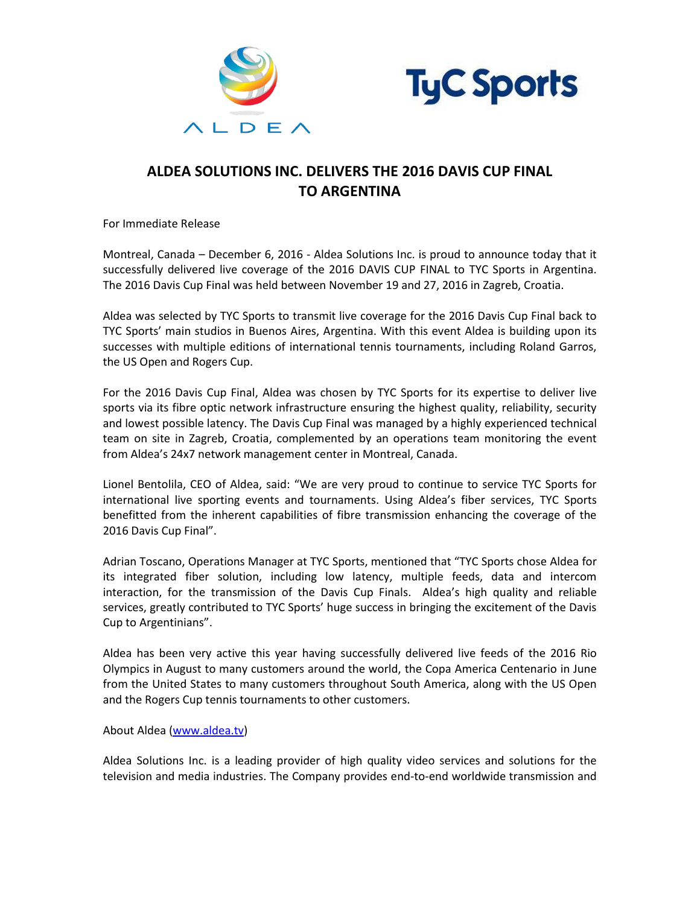# ALDEA SOLUTIONS INC. DELIVERS THE 2016 DAVIS CUP FINAL TO ARGENTINA

For Immediate Release

Montreal, Canada – December 6, 2016 - Aldea Solutions Inc. is proud to announce today that it successfully delivered live coverage of the 2016 DAVIS CUP FINAL to TYC Sports in Argentina. The 2016 Davis Cup Final was held between November 19 and 27, 2016 in Zagreb, Croatia.

Aldea was selected by TYC Sports to transmit live coverage for the 2016 Davis Cup Final back to TYC Sports' main studios in Buenos Aires, Argentina. With this event Aldea is building upon its successes with multiple editions of international tennis tournaments, including Roland Garros, the US Open and Rogers Cup.

For the 2016 Davis Cup Final, Aldea was chosen by TYC Sports for its expertise to deliver live sports via its fibre optic network infrastructure ensuring the highest quality, reliability, security and lowest possible latency. The Davis Cup Final was managed by a highly experienced technical team on site in Zagreb, Croatia, complemented by an operations team monitoring the event from Aldea's 24x7 network management center in Montreal, Canada.

Lionel Bentolila, CEO of Aldea, said: "We are very proud to continue to service TYC Sports for international live sporting events and tournaments. Using Aldea's fiber services, TYC Sports benefitted from the inherent capabilities of fibre transmission enhancing the coverage of the 2016 Davis Cup Final".

Adrian Toscano, Operations Manager at TYC Sports, mentioned that "TYC Sports chose Aldea for its integrated fiber solution, including low latency, multiple feeds, data and intercom interaction, for the transmission of the Davis Cup Finals. Aldea's high quality and reliable services, greatly contributed to TYC Sports' huge success in bringing the excitement of the Davis Cup to Argentinians".

Aldea has been very active this year having successfully delivered live feeds of the 2016 Rio Olympics in August to many customers around the world, the Copa America Centenario in June from the United States to many customers throughout South America, along with the US Open and the Rogers Cup tennis tournaments to other customers.

About Aldea (www.aldea.tv)

Aldea Solutions Inc. is a leading provider of high quality video services and solutions for the television and media industries. The Company provides end-to-end worldwide transmission and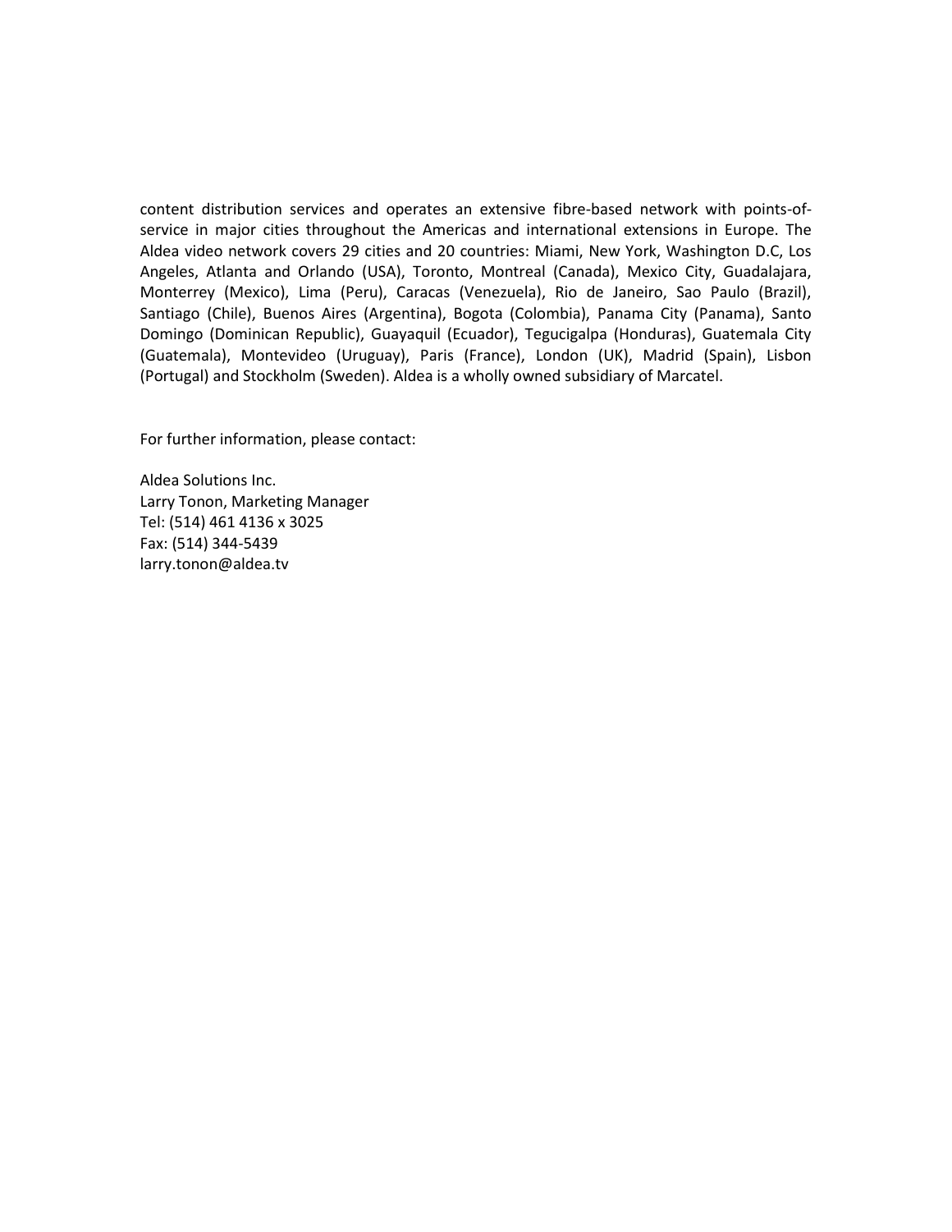content distribution services and operates an extensive fibre-based network with points-of-service in major cities throughout the Americas and international extensions in Europe. The Aldea video network covers 29 cities and 20 countries: Miami, New York, Washington D.C, Los Angeles, Atlanta and Orlando (USA), Toronto, Montreal (Canada), Mexico City, Guadalajara, Monterrey (Mexico), Lima (Peru), Caracas (Venezuela), Rio de Janeiro, Sao Paulo (Brazil), Santiago (Chile), Buenos Aires (Argentina), Bogota (Colombia), Panama City (Panama), Santo Domingo (Dominican Republic), Guayaquil (Ecuador), Tegucigalpa (Honduras), Guatemala City (Guatemala), Montevideo (Uruguay), Paris (France), London (UK), Madrid (Spain), Lisbon (Portugal) and Stockholm (Sweden). Aldea is a wholly owned subsidiary of Marcatel.

For further information, please contact:

Aldea Solutions Inc.  
Larry Tonon, Marketing Manager  
Tel: (514) 461 4136 x 3025  
Fax: (514) 344-5439  
larry.tonon@aldea.tv